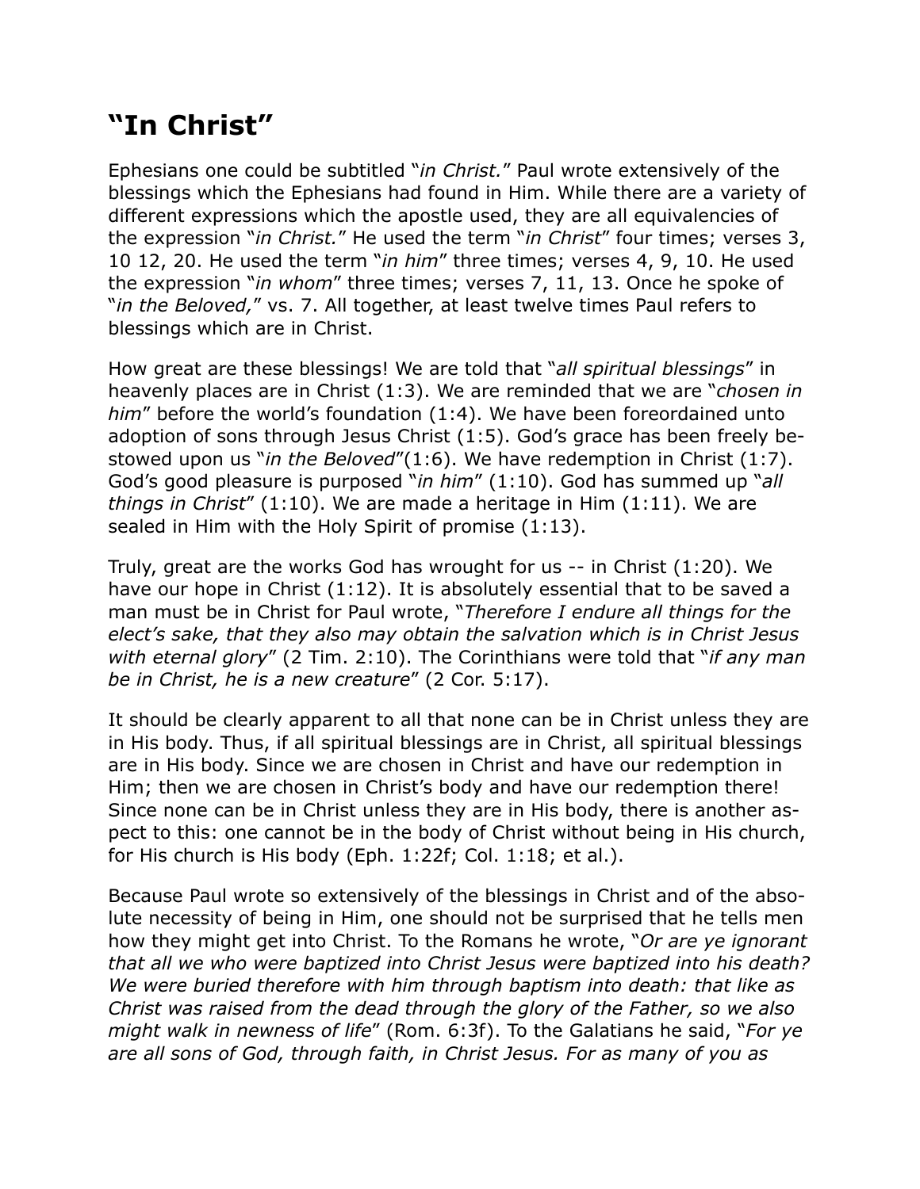# "In Christ"

Ephesians one could be subtitled "*in Christ.*" Paul wrote extensively of the blessings which the Ephesians had found in Him. While there are a variety of different expressions which the apostle used, they are all equivalencies of the expression "*in Christ.*" He used the term "*in Christ*" four times; verses 3, 10 12, 20. He used the term "*in him*" three times; verses 4, 9, 10. He used the expression "*in whom*" three times; verses 7, 11, 13. Once he spoke of "*in the Beloved,*" vs. 7. All together, at least twelve times Paul refers to blessings which are in Christ.

How great are these blessings! We are told that "*all spiritual blessings*" in heavenly places are in Christ (1:3). We are reminded that we are "*chosen in him*" before the world's foundation (1:4). We have been foreordained unto adoption of sons through Jesus Christ (1:5). God's grace has been freely bestowed upon us "*in the Beloved*"(1:6). We have redemption in Christ (1:7). God's good pleasure is purposed "*in him*" (1:10). God has summed up "*all things in Christ*" (1:10). We are made a heritage in Him (1:11). We are sealed in Him with the Holy Spirit of promise (1:13).

Truly, great are the works God has wrought for us -- in Christ (1:20). We have our hope in Christ (1:12). It is absolutely essential that to be saved a man must be in Christ for Paul wrote, "*Therefore I endure all things for the elect's sake, that they also may obtain the salvation which is in Christ Jesus with eternal glory*" (2 Tim. 2:10). The Corinthians were told that "*if any man be in Christ, he is a new creature*" (2 Cor. 5:17).

It should be clearly apparent to all that none can be in Christ unless they are in His body. Thus, if all spiritual blessings are in Christ, all spiritual blessings are in His body. Since we are chosen in Christ and have our redemption in Him; then we are chosen in Christ's body and have our redemption there! Since none can be in Christ unless they are in His body, there is another aspect to this: one cannot be in the body of Christ without being in His church, for His church is His body (Eph. 1:22f; Col. 1:18; et al.).

Because Paul wrote so extensively of the blessings in Christ and of the absolute necessity of being in Him, one should not be surprised that he tells men how they might get into Christ. To the Romans he wrote, "*Or are ye ignorant that all we who were baptized into Christ Jesus were baptized into his death? We were buried therefore with him through baptism into death: that like as Christ was raised from the dead through the glory of the Father, so we also might walk in newness of life*" (Rom. 6:3f). To the Galatians he said, "*For ye are all sons of God, through faith, in Christ Jesus. For as many of you as*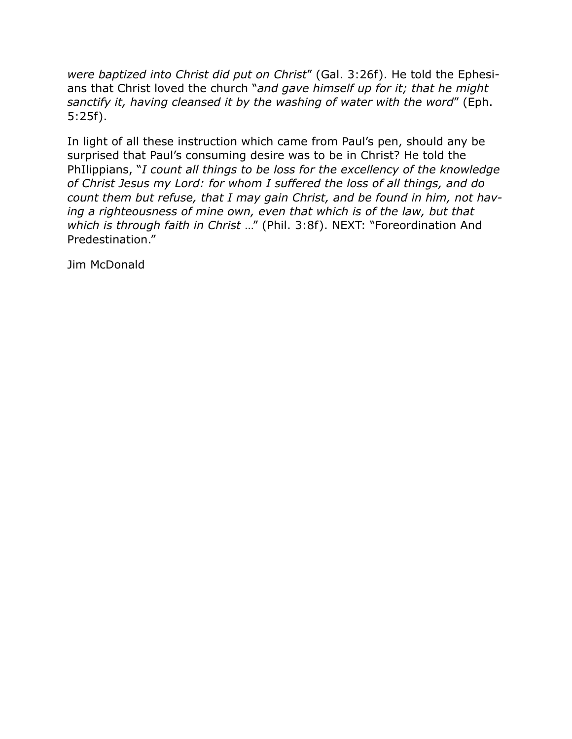*were baptized into Christ did put on Christ*" (Gal. 3:26f). He told the Ephesians that Christ loved the church "*and gave himself up for it; that he might sanctify it, having cleansed it by the washing of water with the word*" (Eph. 5:25f).

In light of all these instruction which came from Paul's pen, should any be surprised that Paul's consuming desire was to be in Christ? He told the PhIlippians, "*I count all things to be loss for the excellency of the knowledge of Christ Jesus my Lord: for whom I suffered the loss of all things, and do count them but refuse, that I may gain Christ, and be found in him, not having a righteousness of mine own, even that which is of the law, but that which is through faith in Christ* …" (Phil. 3:8f). NEXT: "Foreordination And Predestination."

Jim McDonald